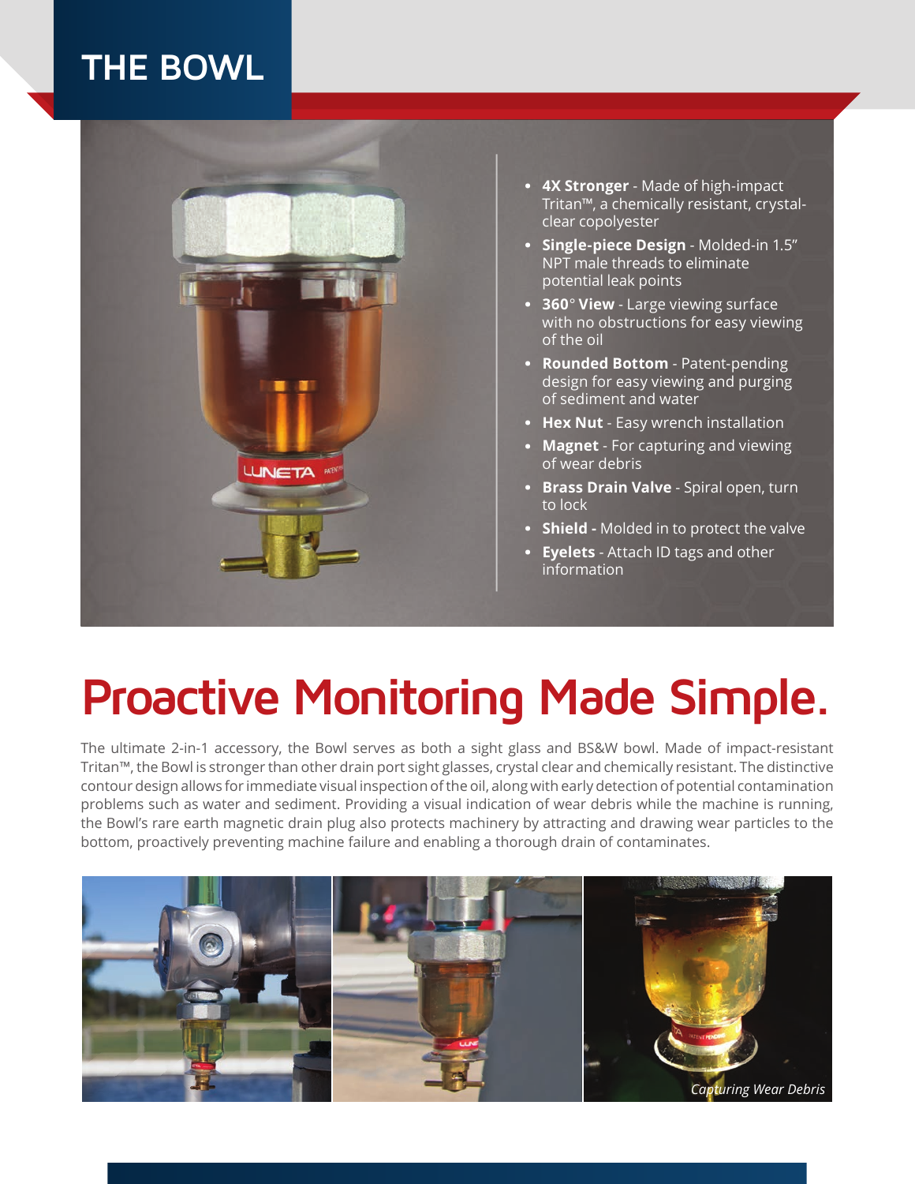# THE BOWL

- **4X Stronger** - Made of high-impact Tritan™, a chemically resistant, crystal-clear copolyester
- **Single-piece Design** - Molded-in 1.5" NPT male threads to eliminate potential leak points
- **360° View** - Large viewing surface with no obstructions for easy viewing of the oil
- **Rounded Bottom** - Patent-pending design for easy viewing and purging of sediment and water
- **Hex Nut** - Easy wrench installation
- **Magnet** - For capturing and viewing of wear debris
- **Brass Drain Valve** - Spiral open, turn to lock
- **Shield** - Molded in to protect the valve
- **Eyelets** - Attach ID tags and other information

# Proactive Monitoring Made Simple.

The ultimate 2-in-1 accessory, the Bowl serves as both a sight glass and BS&W bowl. Made of impact-resistant Tritan™, the Bowl is stronger than other drain port sight glasses, crystal clear and chemically resistant. The distinctive contour design allows for immediate visual inspection of the oil, along with early detection of potential contamination problems such as water and sediment. Providing a visual indication of wear debris while the machine is running, the Bowl's rare earth magnetic drain plug also protects machinery by attracting and drawing wear particles to the bottom, proactively preventing machine failure and enabling a thorough drain of contaminates.

*Capturing Wear Debris*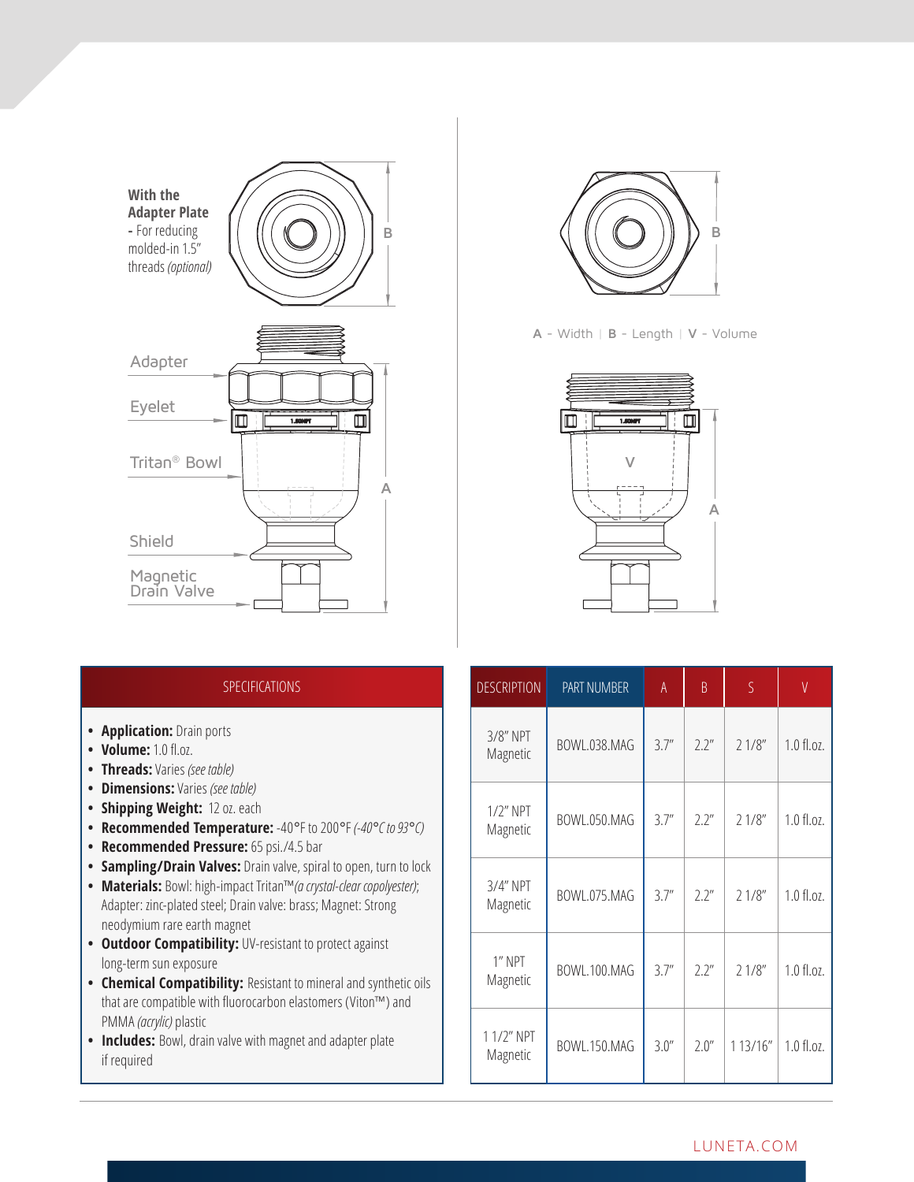With the Adapter Plate - For reducing molded-in 1.5" threads *(optional)*

B

Adapter

Eyelet

Tritan® Bowl

A

Shield

Magnetic Drain Valve

B

A - Width | B - Length | V - Volume

V

A

## SPECIFICATIONS

- **Application:** Drain ports
- **Volume:** 1.0 fl.oz.
- **Threads:** Varies *(see table)*
- **Dimensions:** Varies *(see table)*
- **Shipping Weight:** 12 oz. each
- **Recommended Temperature:** -40°F to 200°F *(-40°C to 93°C)*
- **Recommended Pressure:** 65 psi./4.5 bar
- **Sampling/Drain Valves:** Drain valve, spiral to open, turn to lock
- **Materials:** Bowl: high-impact Tritan™ *(a crystal-clear copolyester)*; Adapter: zinc-plated steel; Drain valve: brass; Magnet: Strong neodymium rare earth magnet
- **Outdoor Compatibility:** UV-resistant to protect against long-term sun exposure
- **Chemical Compatibility:** Resistant to mineral and synthetic oils that are compatible with fluorocarbon elastomers (Viton™) and PMMA *(acrylic)* plastic
- **Includes:** Bowl, drain valve with magnet and adapter plate if required

| DESCRIPTION | PART NUMBER | A | B | S | V |
|---|---|---|---|---|---|
| 3/8" NPT Magnetic | BOWL.038.MAG | 3.7" | 2.2" | 2 1/8" | 1.0 fl.oz. |
| 1/2" NPT Magnetic | BOWL.050.MAG | 3.7" | 2.2" | 2 1/8" | 1.0 fl.oz. |
| 3/4" NPT Magnetic | BOWL.075.MAG | 3.7" | 2.2" | 2 1/8" | 1.0 fl.oz. |
| 1" NPT Magnetic | BOWL.100.MAG | 3.7" | 2.2" | 2 1/8" | 1.0 fl.oz. |
| 1 1/2" NPT Magnetic | BOWL.150.MAG | 3.0" | 2.0" | 1 13/16" | 1.0 fl.oz. |

LUNETA.COM